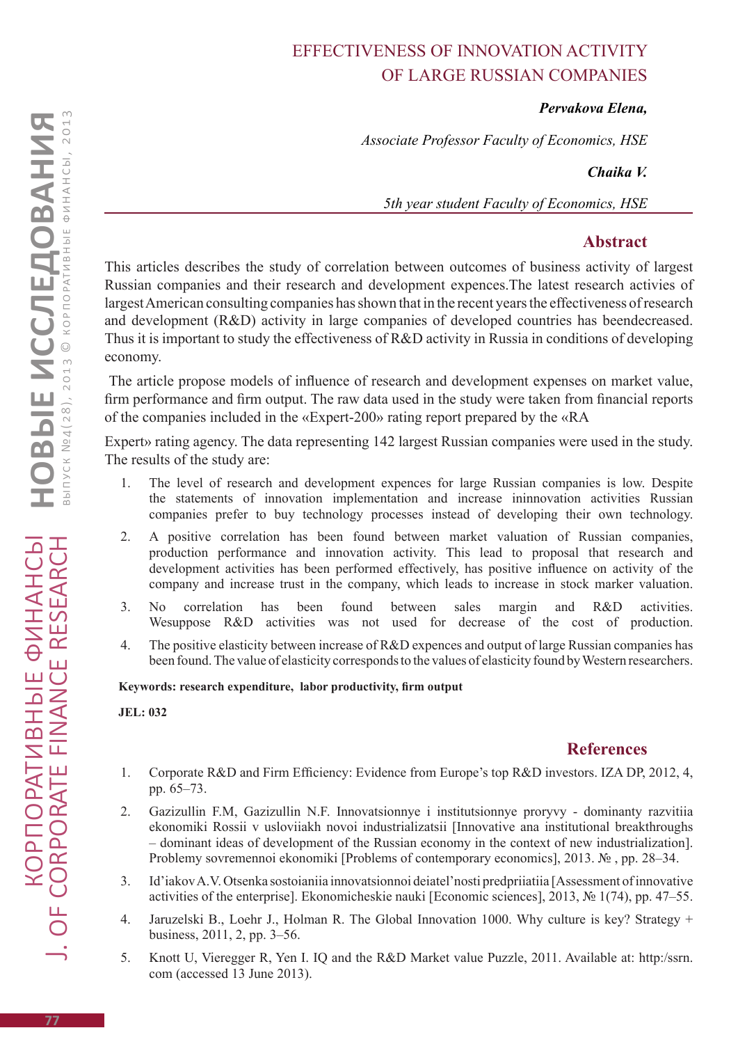# EFFECTIVENESS OF INNOVATION ACTIVITY OF LARGE RUSSIAN COMPANIES

***Pervakova Elena,***

*Associate Professor Faculty of Economics, HSE*

***Chaika V.***

*5th year student Faculty of Economics, HSE*

## Abstract

This articles describes the study of correlation between outcomes of business activity of largest Russian companies and their research and development expences.The latest research activies of largest American consulting companies has shown that in the recent years the effectiveness of research and development (R&D) activity in large companies of developed countries has beendecreased. Thus it is important to study the effectiveness of R&D activity in Russia in conditions of developing economy.

The article propose models of influence of research and development expenses on market value, firm performance and firm output. The raw data used in the study were taken from financial reports of the companies included in the «Expert-200» rating report prepared by the «RA

Expert» rating agency. The data representing 142 largest Russian companies were used in the study. The results of the study are:

1. The level of research and development expences for large Russian companies is low. Despite the statements of innovation implementation and increase ininnovation activities Russian companies prefer to buy technology processes instead of developing their own technology.
2. A positive correlation has been found between market valuation of Russian companies, production performance and innovation activity. This lead to proposal that research and development activities has been performed effectively, has positive influence on activity of the company and increase trust in the company, which leads to increase in stock marker valuation.
3. No correlation has been found between sales margin and R&D activities. Wesuppose R&D activities was not used for decrease of the cost of production.
4. The positive elasticity between increase of R&D expences and output of large Russian companies has been found. The value of elasticity corresponds to the values of elasticity found by Western researchers.

**Keywords: research expenditure, labor productivity, firm output**

**JEL: 032**

## References

1. Corporate R&D and Firm Efficiency: Evidence from Europe's top R&D investors. IZA DP, 2012, 4, pp. 65–73.
2. Gazizullin F.M, Gazizullin N.F. Innovatsionnye i institutsionnye proryvy - dominanty razvitiia ekonomiki Rossii v usloviiakh novoi industrializatsii [Innovative ana institutional breakthroughs – dominant ideas of development of the Russian economy in the context of new industrialization]. Problemy sovremennoi ekonomiki [Problems of contemporary economics], 2013. № , pp. 28–34.
3. Id'iakov A.V. Otsenka sostoianiia innovatsionnoi deiatel'nosti predpriiatiia [Assessment of innovative activities of the enterprise]. Ekonomicheskie nauki [Economic sciences], 2013, № 1(74), pp. 47–55.
4. Jaruzelski B., Loehr J., Holman R. The Global Innovation 1000. Why culture is key? Strategy + business, 2011, 2, pp. 3–56.
5. Knott U, Vieregger R, Yen I. IQ and the R&D Market value Puzzle, 2011. Available at: http:/ssrn.com (accessed 13 June 2013).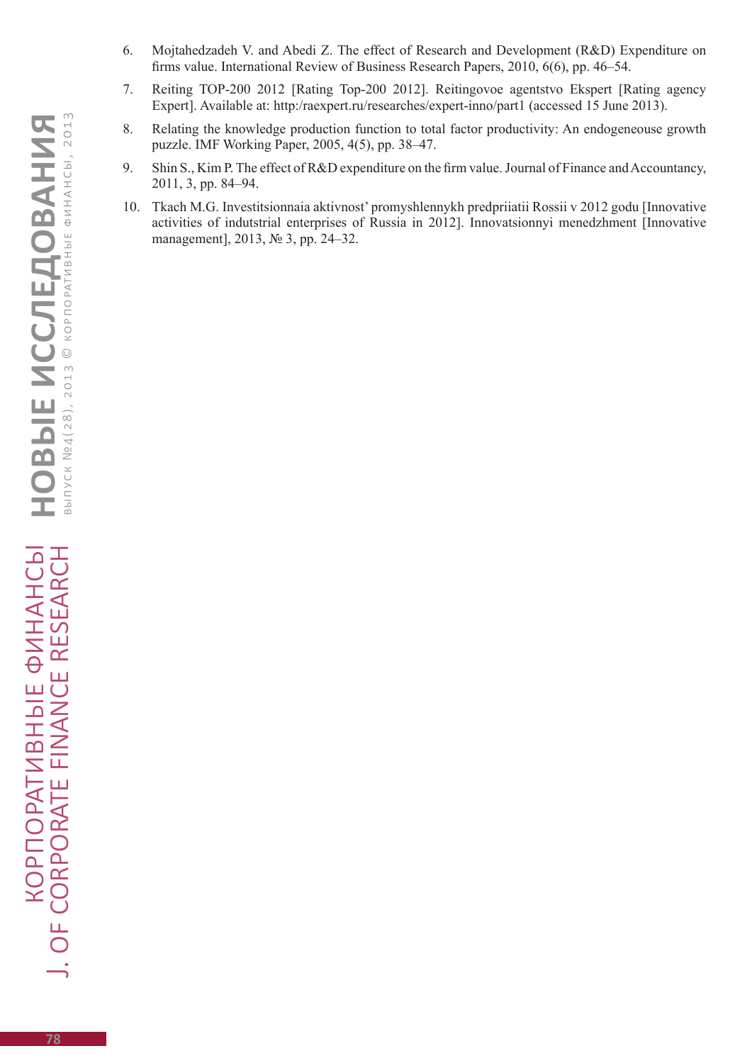6. Mojtahedzadeh V. and Abedi Z. The effect of Research and Development (R&D) Expenditure on firms value. International Review of Business Research Papers, 2010, 6(6), pp. 46–54.
7. Reiting TOP-200 2012 [Rating Top-200 2012]. Reitingovoe agentstvo Ekspert [Rating agency Expert]. Available at: http:/raexpert.ru/researches/expert-inno/part1 (accessed 15 June 2013).
8. Relating the knowledge production function to total factor productivity: An endogeneouse growth puzzle. IMF Working Paper, 2005, 4(5), pp. 38–47.
9. Shin S., Kim P. The effect of R&D expenditure on the firm value. Journal of Finance and Accountancy, 2011, 3, pp. 84–94.
10. Tkach M.G. Investitsionnaia aktivnost' promyshlennykh predpriiatii Rossii v 2012 godu [Innovative activities of indutstrial enterprises of Russia in 2012]. Innovatsionnyi menedzhment [Innovative management], 2013, № 3, pp. 24–32.